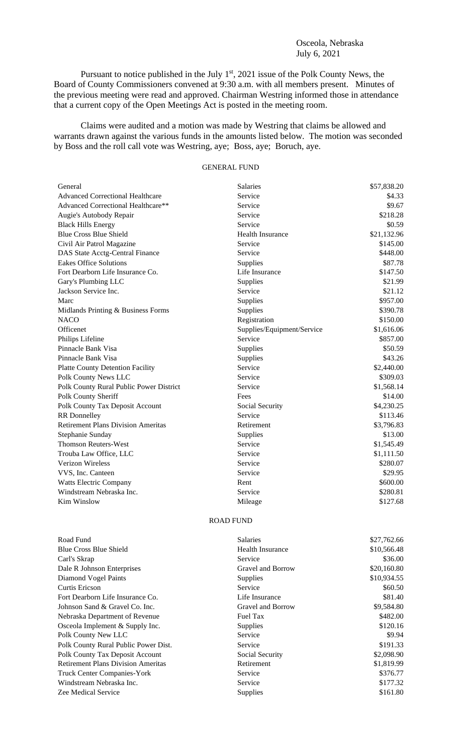Osceola, Nebraska
July 6, 2021

Pursuant to notice published in the July 1st, 2021 issue of the Polk County News, the Board of County Commissioners convened at 9:30 a.m. with all members present. Minutes of the previous meeting were read and approved. Chairman Westring informed those in attendance that a current copy of the Open Meetings Act is posted in the meeting room.

Claims were audited and a motion was made by Westring that claims be allowed and warrants drawn against the various funds in the amounts listed below. The motion was seconded by Boss and the roll call vote was Westring, aye; Boss, aye; Boruch, aye.

## GENERAL FUND

| | | |
|---|---|---|
| General | Salaries | $57,838.20 |
| Advanced Correctional Healthcare | Service | $4.33 |
| Advanced Correctional Healthcare** | Service | $9.67 |
| Augie's Autobody Repair | Service | $218.28 |
| Black Hills Energy | Service | $0.59 |
| Blue Cross Blue Shield | Health Insurance | $21,132.96 |
| Civil Air Patrol Magazine | Service | $145.00 |
| DAS State Acctg-Central Finance | Service | $448.00 |
| Eakes Office Solutions | Supplies | $87.78 |
| Fort Dearborn Life Insurance Co. | Life Insurance | $147.50 |
| Gary's Plumbing LLC | Supplies | $21.99 |
| Jackson Service Inc. | Service | $21.12 |
| Marc | Supplies | $957.00 |
| Midlands Printing & Business Forms | Supplies | $390.78 |
| NACO | Registration | $150.00 |
| Officenet | Supplies/Equipment/Service | $1,616.06 |
| Philips Lifeline | Service | $857.00 |
| Pinnacle Bank Visa | Supplies | $50.59 |
| Pinnacle Bank Visa | Supplies | $43.26 |
| Platte County Detention Facility | Service | $2,440.00 |
| Polk County News LLC | Service | $309.03 |
| Polk County Rural Public Power District | Service | $1,568.14 |
| Polk County Sheriff | Fees | $14.00 |
| Polk County Tax Deposit Account | Social Security | $4,230.25 |
| RR Donnelley | Service | $113.46 |
| Retirement Plans Division Ameritas | Retirement | $3,796.83 |
| Stephanie Sunday | Supplies | $13.00 |
| Thomson Reuters-West | Service | $1,545.49 |
| Trouba Law Office, LLC | Service | $1,111.50 |
| Verizon Wireless | Service | $280.07 |
| VVS, Inc. Canteen | Service | $29.95 |
| Watts Electric Company | Rent | $600.00 |
| Windstream Nebraska Inc. | Service | $280.81 |
| Kim Winslow | Mileage | $127.68 |

## ROAD FUND

| | | |
|---|---|---|
| Road Fund | Salaries | $27,762.66 |
| Blue Cross Blue Shield | Health Insurance | $10,566.48 |
| Carl's Skrap | Service | $36.00 |
| Dale R Johnson Enterprises | Gravel and Borrow | $20,160.80 |
| Diamond Vogel Paints | Supplies | $10,934.55 |
| Curtis Ericson | Service | $60.50 |
| Fort Dearborn Life Insurance Co. | Life Insurance | $81.40 |
| Johnson Sand & Gravel Co. Inc. | Gravel and Borrow | $9,584.80 |
| Nebraska Department of Revenue | Fuel Tax | $482.00 |
| Osceola Implement & Supply Inc. | Supplies | $120.16 |
| Polk County New LLC | Service | $9.94 |
| Polk County Rural Public Power Dist. | Service | $191.33 |
| Polk County Tax Deposit Account | Social Security | $2,098.90 |
| Retirement Plans Division Ameritas | Retirement | $1,819.99 |
| Truck Center Companies-York | Service | $376.77 |
| Windstream Nebraska Inc. | Service | $177.32 |
| Zee Medical Service | Supplies | $161.80 |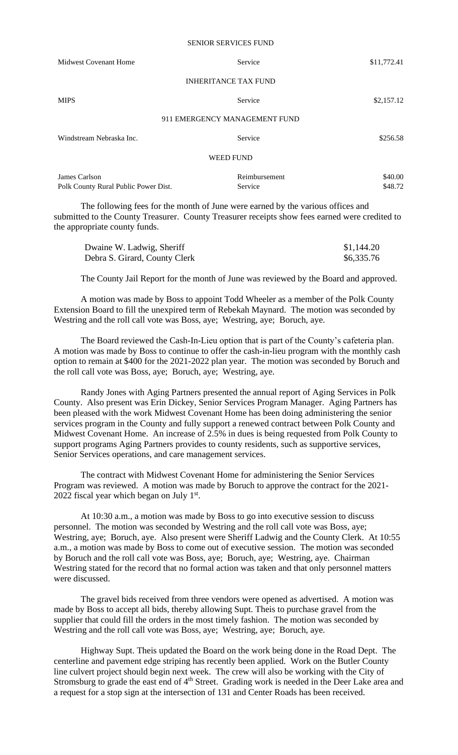SENIOR SERVICES FUND

| | | |
|---|---|---|
| Midwest Covenant Home | Service | \$11,772.41 |

INHERITANCE TAX FUND

| | | |
|---|---|---|
| MIPS | Service | \$2,157.12 |

911 EMERGENCY MANAGEMENT FUND

| | | |
|---|---|---|
| Windstream Nebraska Inc. | Service | \$256.58 |

WEED FUND

| | | |
|---|---|---|
| James Carlson | Reimbursement | \$40.00 |
| Polk County Rural Public Power Dist. | Service | \$48.72 |

The following fees for the month of June were earned by the various offices and submitted to the County Treasurer. County Treasurer receipts show fees earned were credited to the appropriate county funds.

| | |
|---|---|
| Dwaine W. Ladwig, Sheriff | \$1,144.20 |
| Debra S. Girard, County Clerk | \$6,335.76 |

The County Jail Report for the month of June was reviewed by the Board and approved.

A motion was made by Boss to appoint Todd Wheeler as a member of the Polk County Extension Board to fill the unexpired term of Rebekah Maynard. The motion was seconded by Westring and the roll call vote was Boss, aye; Westring, aye; Boruch, aye.

The Board reviewed the Cash-In-Lieu option that is part of the County's cafeteria plan. A motion was made by Boss to continue to offer the cash-in-lieu program with the monthly cash option to remain at \$400 for the 2021-2022 plan year. The motion was seconded by Boruch and the roll call vote was Boss, aye; Boruch, aye; Westring, aye.

Randy Jones with Aging Partners presented the annual report of Aging Services in Polk County. Also present was Erin Dickey, Senior Services Program Manager. Aging Partners has been pleased with the work Midwest Covenant Home has been doing administering the senior services program in the County and fully support a renewed contract between Polk County and Midwest Covenant Home. An increase of 2.5% in dues is being requested from Polk County to support programs Aging Partners provides to county residents, such as supportive services, Senior Services operations, and care management services.

The contract with Midwest Covenant Home for administering the Senior Services Program was reviewed. A motion was made by Boruch to approve the contract for the 2021-2022 fiscal year which began on July 1st.

At 10:30 a.m., a motion was made by Boss to go into executive session to discuss personnel. The motion was seconded by Westring and the roll call vote was Boss, aye; Westring, aye; Boruch, aye. Also present were Sheriff Ladwig and the County Clerk. At 10:55 a.m., a motion was made by Boss to come out of executive session. The motion was seconded by Boruch and the roll call vote was Boss, aye; Boruch, aye; Westring, aye. Chairman Westring stated for the record that no formal action was taken and that only personnel matters were discussed.

The gravel bids received from three vendors were opened as advertised. A motion was made by Boss to accept all bids, thereby allowing Supt. Theis to purchase gravel from the supplier that could fill the orders in the most timely fashion. The motion was seconded by Westring and the roll call vote was Boss, aye; Westring, aye; Boruch, aye.

Highway Supt. Theis updated the Board on the work being done in the Road Dept. The centerline and pavement edge striping has recently been applied. Work on the Butler County line culvert project should begin next week. The crew will also be working with the City of Stromsburg to grade the east end of 4th Street. Grading work is needed in the Deer Lake area and a request for a stop sign at the intersection of 131 and Center Roads has been received.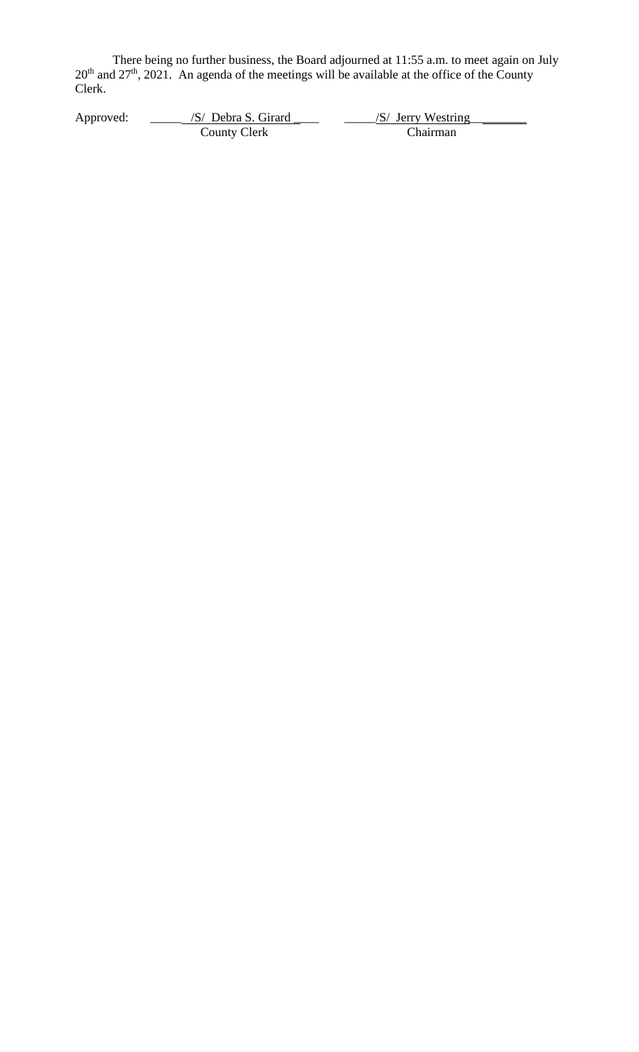There being no further business, the Board adjourned at 11:55 a.m. to meet again on July 20th and 27th, 2021. An agenda of the meetings will be available at the office of the County Clerk.

Approved: _____/S/ Debra S. Girard____ _____/S/ Jerry Westring________

County Clerk Chairman